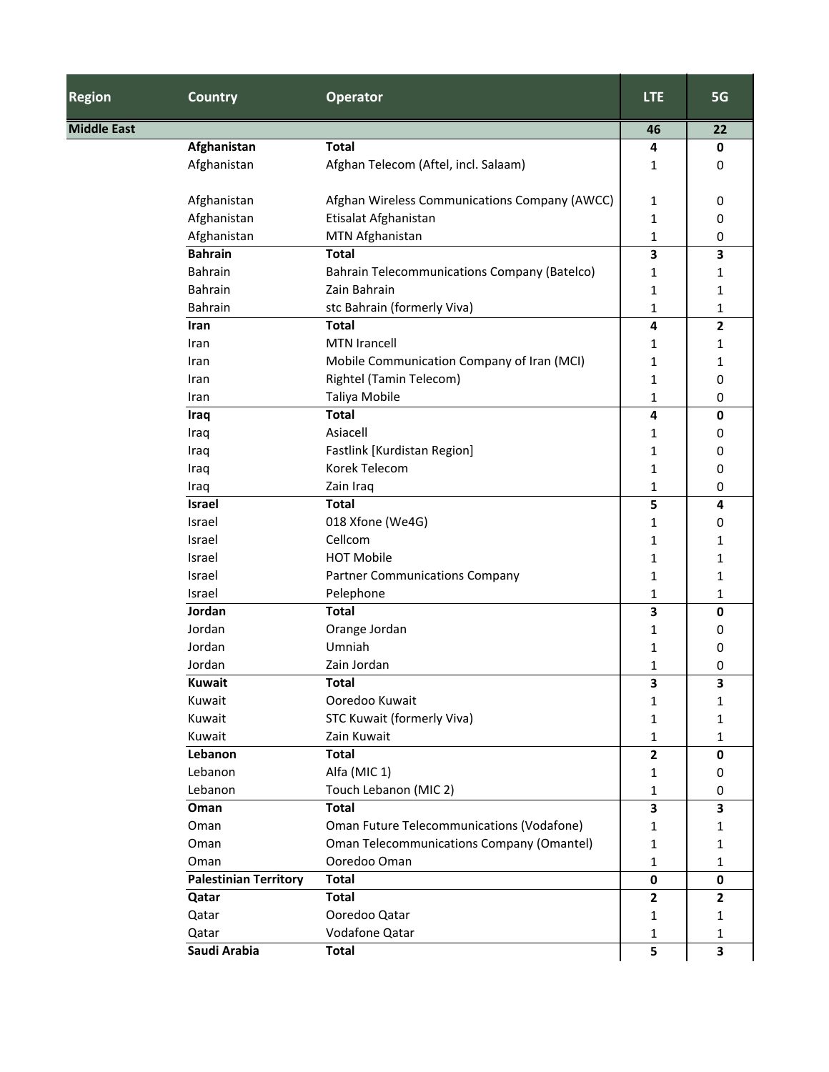| Region | Country | Operator | LTE | 5G |
| --- | --- | --- | --- | --- |
| **Middle East** | | | **46** | **22** |
| | **Afghanistan** | **Total** | **4** | **0** |
| | Afghanistan | Afghan Telecom (Aftel, incl. Salaam) | 1 | 0 |
| | Afghanistan | Afghan Wireless Communications Company (AWCC) | 1 | 0 |
| | Afghanistan | Etisalat Afghanistan | 1 | 0 |
| | Afghanistan | MTN Afghanistan | 1 | 0 |
| | **Bahrain** | **Total** | **3** | **3** |
| | Bahrain | Bahrain Telecommunications Company (Batelco) | 1 | 1 |
| | Bahrain | Zain Bahrain | 1 | 1 |
| | Bahrain | stc Bahrain (formerly Viva) | 1 | 1 |
| | **Iran** | **Total** | **4** | **2** |
| | Iran | MTN Irancell | 1 | 1 |
| | Iran | Mobile Communication Company of Iran (MCI) | 1 | 1 |
| | Iran | Rightel (Tamin Telecom) | 1 | 0 |
| | Iran | Taliya Mobile | 1 | 0 |
| | **Iraq** | **Total** | **4** | **0** |
| | Iraq | Asiacell | 1 | 0 |
| | Iraq | Fastlink [Kurdistan Region] | 1 | 0 |
| | Iraq | Korek Telecom | 1 | 0 |
| | Iraq | Zain Iraq | 1 | 0 |
| | **Israel** | **Total** | **5** | **4** |
| | Israel | 018 Xfone (We4G) | 1 | 0 |
| | Israel | Cellcom | 1 | 1 |
| | Israel | HOT Mobile | 1 | 1 |
| | Israel | Partner Communications Company | 1 | 1 |
| | Israel | Pelephone | 1 | 1 |
| | **Jordan** | **Total** | **3** | **0** |
| | Jordan | Orange Jordan | 1 | 0 |
| | Jordan | Umniah | 1 | 0 |
| | Jordan | Zain Jordan | 1 | 0 |
| | **Kuwait** | **Total** | **3** | **3** |
| | Kuwait | Ooredoo Kuwait | 1 | 1 |
| | Kuwait | STC Kuwait (formerly Viva) | 1 | 1 |
| | Kuwait | Zain Kuwait | 1 | 1 |
| | **Lebanon** | **Total** | **2** | **0** |
| | Lebanon | Alfa (MIC 1) | 1 | 0 |
| | Lebanon | Touch Lebanon (MIC 2) | 1 | 0 |
| | **Oman** | **Total** | **3** | **3** |
| | Oman | Oman Future Telecommunications (Vodafone) | 1 | 1 |
| | Oman | Oman Telecommunications Company (Omantel) | 1 | 1 |
| | Oman | Ooredoo Oman | 1 | 1 |
| | **Palestinian Territory** | **Total** | **0** | **0** |
| | **Qatar** | **Total** | **2** | **2** |
| | Qatar | Ooredoo Qatar | 1 | 1 |
| | Qatar | Vodafone Qatar | 1 | 1 |
| | **Saudi Arabia** | **Total** | **5** | **3** |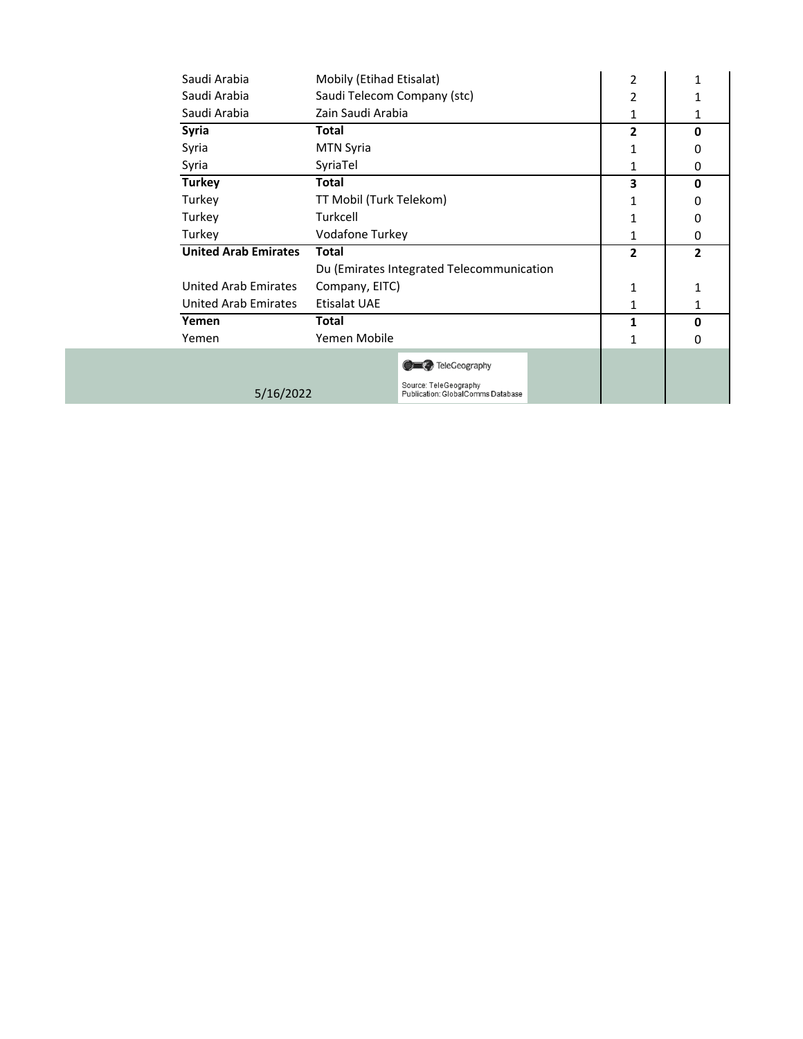| | | | |
|---|---|---|---|
| Saudi Arabia | Mobily (Etihad Etisalat) | 2 | 1 |
| Saudi Arabia | Saudi Telecom Company (stc) | 2 | 1 |
| Saudi Arabia | Zain Saudi Arabia | 1 | 1 |
| **Syria** | **Total** | **2** | **0** |
| Syria | MTN Syria | 1 | 0 |
| Syria | SyriaTel | 1 | 0 |
| **Turkey** | **Total** | **3** | **0** |
| Turkey | TT Mobil (Turk Telekom) | 1 | 0 |
| Turkey | Turkcell | 1 | 0 |
| Turkey | Vodafone Turkey | 1 | 0 |
| **United Arab Emirates** | **Total** | **2** | **2** |
| United Arab Emirates | Du (Emirates Integrated Telecommunication Company, EITC) | 1 | 1 |
| United Arab Emirates | Etisalat UAE | 1 | 1 |
| **Yemen** | **Total** | **1** | **0** |
| Yemen | Yemen Mobile | 1 | 0 |

5/16/2022

TeleGeography

Source: TeleGeography
Publication: GlobalComms Database